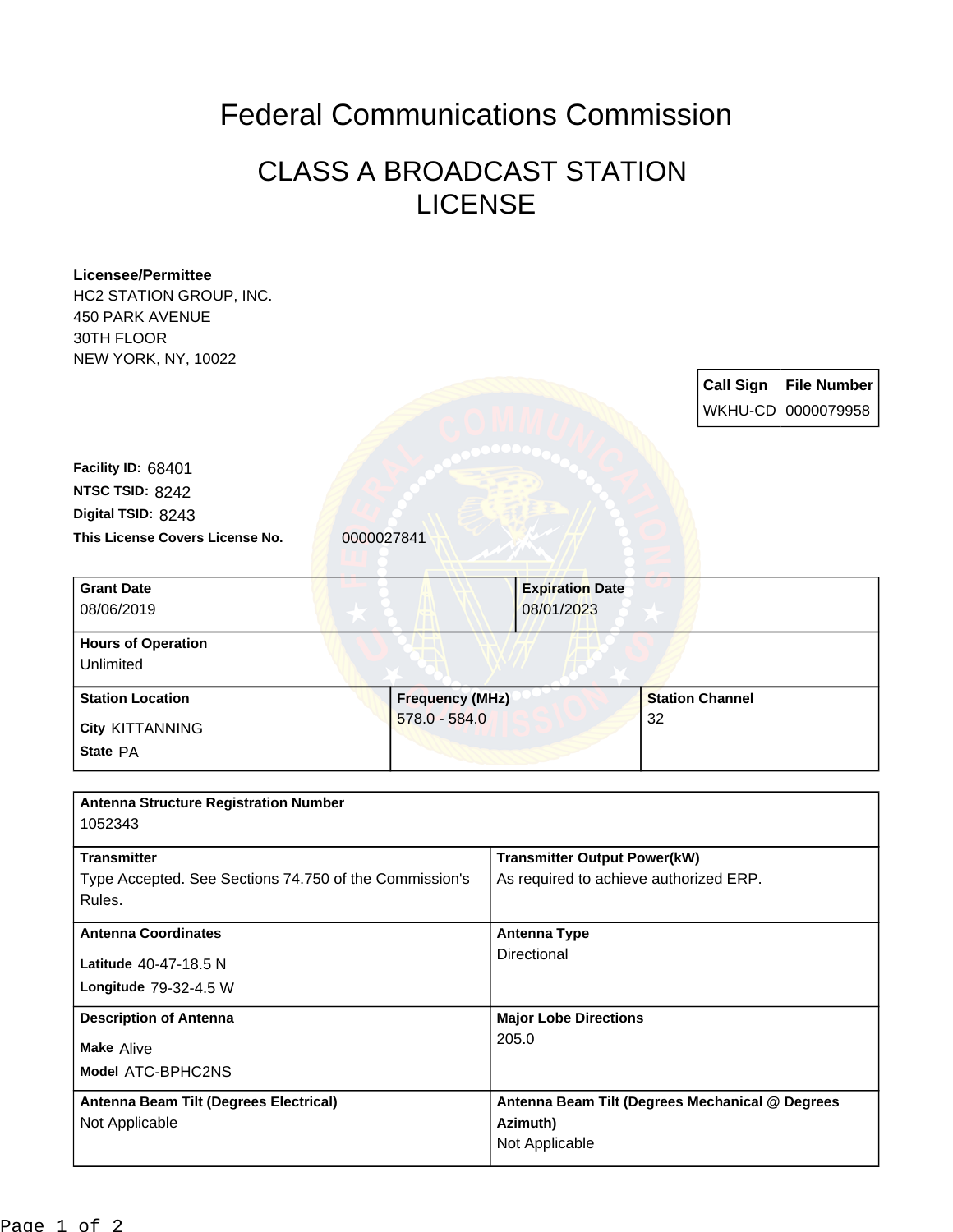# Federal Communications Commission

## CLASS A BROADCAST STATION LICENSE

**Licensee/Permittee**
HC2 STATION GROUP, INC.
450 PARK AVENUE
30TH FLOOR
NEW YORK, NY, 10022

| Call Sign | File Number |
| --- | --- |
| WKHU-CD | 0000079958 |

**Facility ID:** 68401
**NTSC TSID:** 8242
**Digital TSID:** 8243
**This License Covers License No.** 0000027841

| Grant Date | Expiration Date |
| --- | --- |
| 08/06/2019 | 08/01/2023 |

**Hours of Operation**
Unlimited

| Station Location | Frequency (MHz) | Station Channel |
| --- | --- | --- |
| City KITTANNING<br>State PA | 578.0 - 584.0 | 32 |

**Antenna Structure Registration Number**
1052343

| Transmitter | Transmitter Output Power(kW) |
| --- | --- |
| Type Accepted. See Sections 74.750 of the Commission's Rules. | As required to achieve authorized ERP. |

| Antenna Coordinates | Antenna Type |
| --- | --- |
| Latitude 40-47-18.5 N<br>Longitude 79-32-4.5 W | Directional |

| Description of Antenna | Major Lobe Directions |
| --- | --- |
| Make Alive<br>Model ATC-BPHC2NS | 205.0 |

| Antenna Beam Tilt (Degrees Electrical) | Antenna Beam Tilt (Degrees Mechanical @ Degrees Azimuth) |
| --- | --- |
| Not Applicable | Not Applicable |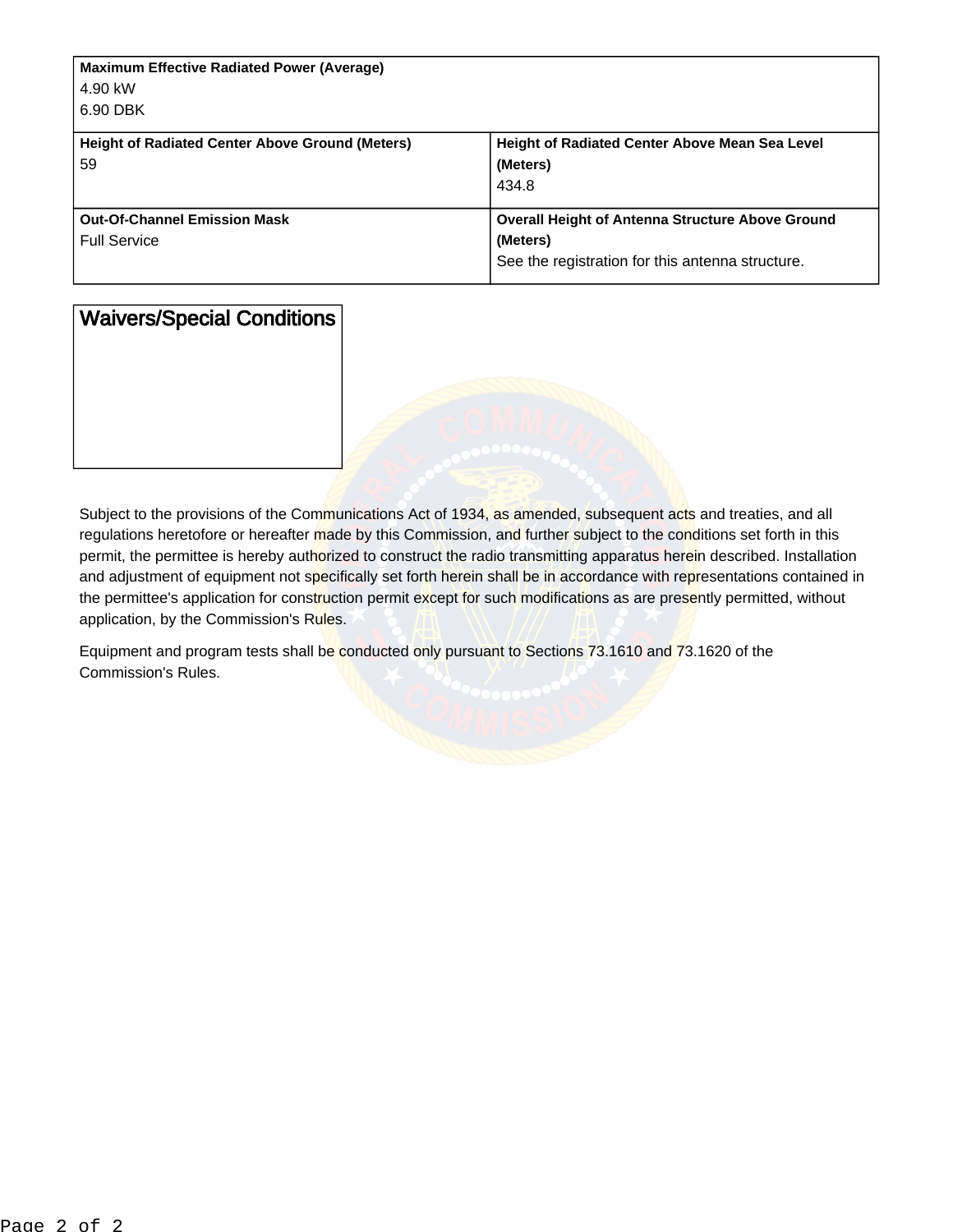| | |
|---|---|
| **Maximum Effective Radiated Power (Average)**<br>4.90 kW<br>6.90 DBK | |
| **Height of Radiated Center Above Ground (Meters)**<br>59 | **Height of Radiated Center Above Mean Sea Level (Meters)**<br>434.8 |
| **Out-Of-Channel Emission Mask**<br>Full Service | **Overall Height of Antenna Structure Above Ground (Meters)**<br>See the registration for this antenna structure. |

## Waivers/Special Conditions

Subject to the provisions of the Communications Act of 1934, as amended, subsequent acts and treaties, and all regulations heretofore or hereafter made by this Commission, and further subject to the conditions set forth in this permit, the permittee is hereby authorized to construct the radio transmitting apparatus herein described. Installation and adjustment of equipment not specifically set forth herein shall be in accordance with representations contained in the permittee's application for construction permit except for such modifications as are presently permitted, without application, by the Commission's Rules.

Equipment and program tests shall be conducted only pursuant to Sections 73.1610 and 73.1620 of the Commission's Rules.